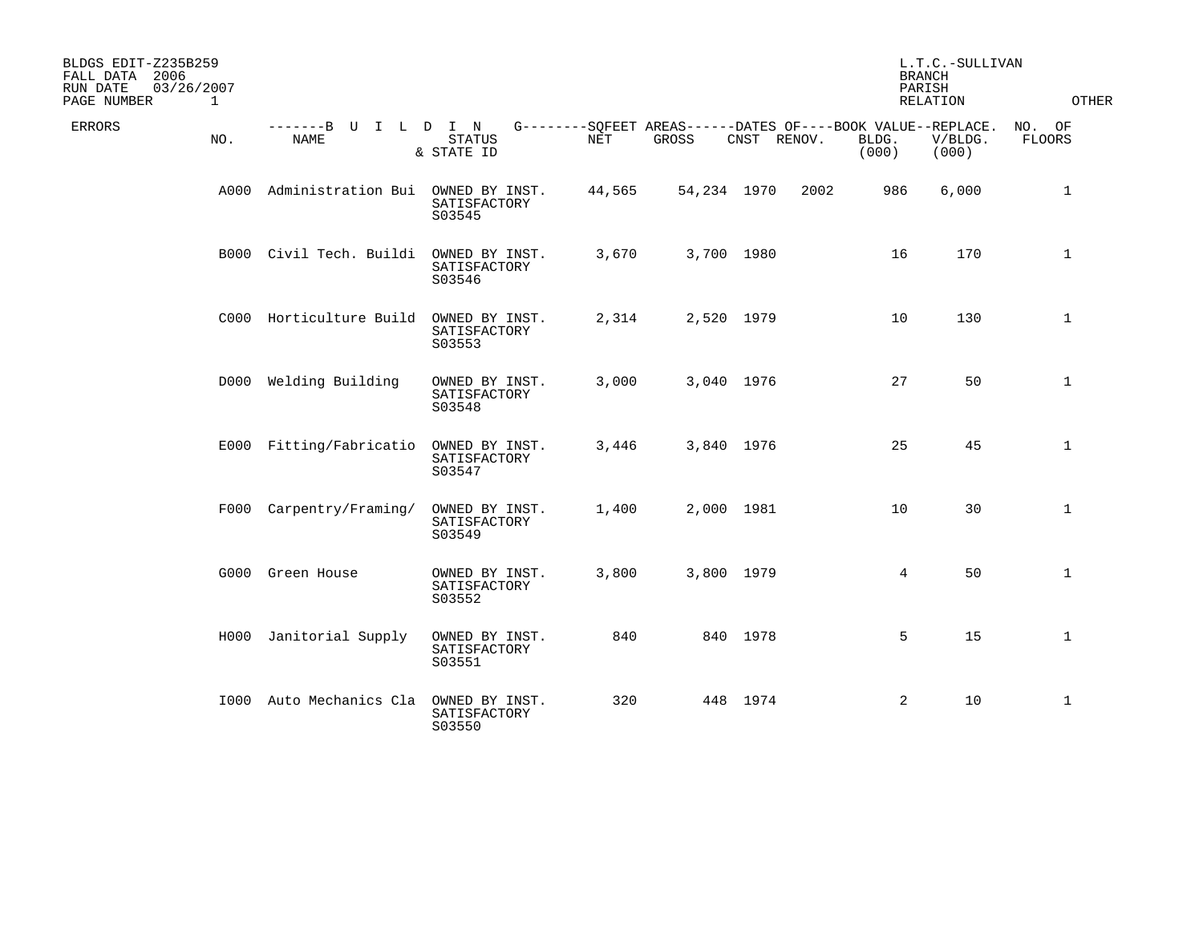BLDGS EDIT-Z235B259
FALL DATA 2006
RUN DATE 03/26/2007
PAGE NUMBER 1

L.T.C.-SULLIVAN
BRANCH
PARISH
RELATION

OTHER

| ERRORS | NO. | BUILDING NAME | STATUS & STATE ID | SQFEET AREAS NET | SQFEET AREAS GROSS | DATES OF CNST | DATES OF RENOV. | BOOK VALUE BLDG. (000) | REPLACE. V/BLDG. (000) | NO. OF FLOORS |
|---|---|---|---|---|---|---|---|---|---|---|
| | A000 | Administration Bui | OWNED BY INST. SATISFACTORY S03545 | 44,565 | 54,234 | 1970 | 2002 | 986 | 6,000 | 1 |
| | B000 | Civil Tech. Buildi | OWNED BY INST. SATISFACTORY S03546 | 3,670 | 3,700 | 1980 | | 16 | 170 | 1 |
| | C000 | Horticulture Build | OWNED BY INST. SATISFACTORY S03553 | 2,314 | 2,520 | 1979 | | 10 | 130 | 1 |
| | D000 | Welding Building | OWNED BY INST. SATISFACTORY S03548 | 3,000 | 3,040 | 1976 | | 27 | 50 | 1 |
| | E000 | Fitting/Fabricatio | OWNED BY INST. SATISFACTORY S03547 | 3,446 | 3,840 | 1976 | | 25 | 45 | 1 |
| | F000 | Carpentry/Framing/ | OWNED BY INST. SATISFACTORY S03549 | 1,400 | 2,000 | 1981 | | 10 | 30 | 1 |
| | G000 | Green House | OWNED BY INST. SATISFACTORY S03552 | 3,800 | 3,800 | 1979 | | 4 | 50 | 1 |
| | H000 | Janitorial Supply | OWNED BY INST. SATISFACTORY S03551 | 840 | 840 | 1978 | | 5 | 15 | 1 |
| | I000 | Auto Mechanics Cla | OWNED BY INST. SATISFACTORY S03550 | 320 | 448 | 1974 | | 2 | 10 | 1 |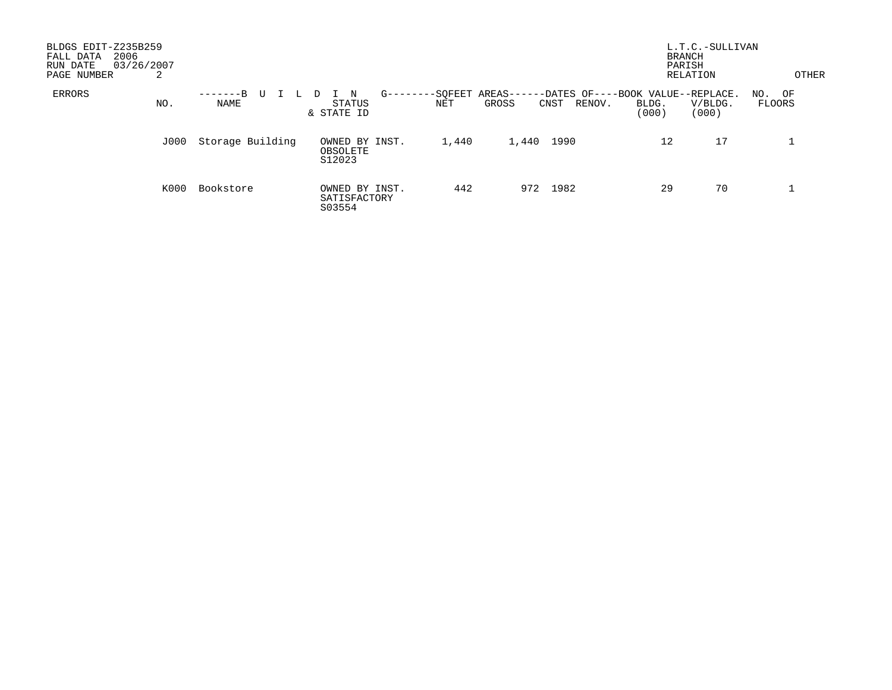BLDGS EDIT-Z235B259
FALL DATA 2006
RUN DATE 03/26/2007
PAGE NUMBER 2

L.T.C.-SULLIVAN
BRANCH
PARISH
RELATION

OTHER

| ERRORS | NO. | -------B U I L D I N G-------- NAME | STATUS & STATE ID | SQFEET AREAS NET | GROSS | DATES OF CNST | RENOV. | BOOK VALUE BLDG. (000) | REPLACE. V/BLDG. (000) | NO. OF FLOORS |
|---|---|---|---|---|---|---|---|---|---|---|
| | J000 | Storage Building | OWNED BY INST. OBSOLETE S12023 | 1,440 | 1,440 | 1990 | | 12 | 17 | 1 |
| | K000 | Bookstore | OWNED BY INST. SATISFACTORY S03554 | 442 | 972 | 1982 | | 29 | 70 | 1 |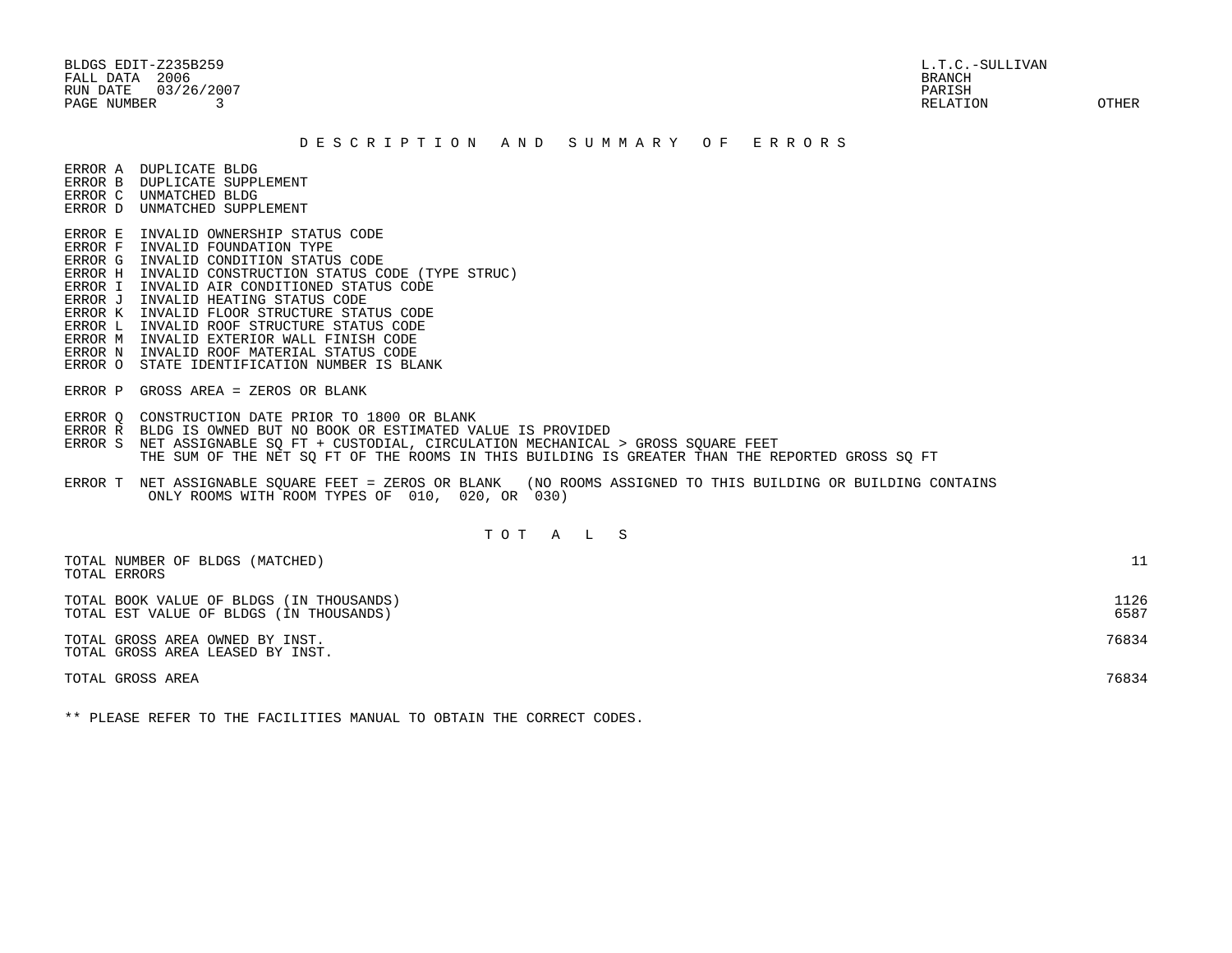BLDGS EDIT-Z235B259
FALL DATA 2006
RUN DATE 03/26/2007
PAGE NUMBER 3

L.T.C.-SULLIVAN
BRANCH
PARISH
RELATION OTHER

## D E S C R I P T I O N   A N D   S U M M A R Y   O F   E R R O R S

ERROR A DUPLICATE BLDG
ERROR B DUPLICATE SUPPLEMENT
ERROR C UNMATCHED BLDG
ERROR D UNMATCHED SUPPLEMENT

ERROR E INVALID OWNERSHIP STATUS CODE
ERROR F INVALID FOUNDATION TYPE
ERROR G INVALID CONDITION STATUS CODE
ERROR H INVALID CONSTRUCTION STATUS CODE (TYPE STRUC)
ERROR I INVALID AIR CONDITIONED STATUS CODE
ERROR J INVALID HEATING STATUS CODE
ERROR K INVALID FLOOR STRUCTURE STATUS CODE
ERROR L INVALID ROOF STRUCTURE STATUS CODE
ERROR M INVALID EXTERIOR WALL FINISH CODE
ERROR N INVALID ROOF MATERIAL STATUS CODE
ERROR O STATE IDENTIFICATION NUMBER IS BLANK

ERROR P GROSS AREA = ZEROS OR BLANK

ERROR Q CONSTRUCTION DATE PRIOR TO 1800 OR BLANK
ERROR R BLDG IS OWNED BUT NO BOOK OR ESTIMATED VALUE IS PROVIDED
ERROR S NET ASSIGNABLE SQ FT + CUSTODIAL, CIRCULATION MECHANICAL > GROSS SQUARE FEET
THE SUM OF THE NET SQ FT OF THE ROOMS IN THIS BUILDING IS GREATER THAN THE REPORTED GROSS SQ FT

ERROR T NET ASSIGNABLE SQUARE FEET = ZEROS OR BLANK (NO ROOMS ASSIGNED TO THIS BUILDING OR BUILDING CONTAINS ONLY ROOMS WITH ROOM TYPES OF 010, 020, OR 030)

## T O T A L S

| | |
|---|---|
| TOTAL NUMBER OF BLDGS (MATCHED) | 11 |
| TOTAL ERRORS | |
| TOTAL BOOK VALUE OF BLDGS (IN THOUSANDS) | 1126 |
| TOTAL EST VALUE OF BLDGS (IN THOUSANDS) | 6587 |
| TOTAL GROSS AREA OWNED BY INST. | 76834 |
| TOTAL GROSS AREA LEASED BY INST. | |
| TOTAL GROSS AREA | 76834 |

** PLEASE REFER TO THE FACILITIES MANUAL TO OBTAIN THE CORRECT CODES.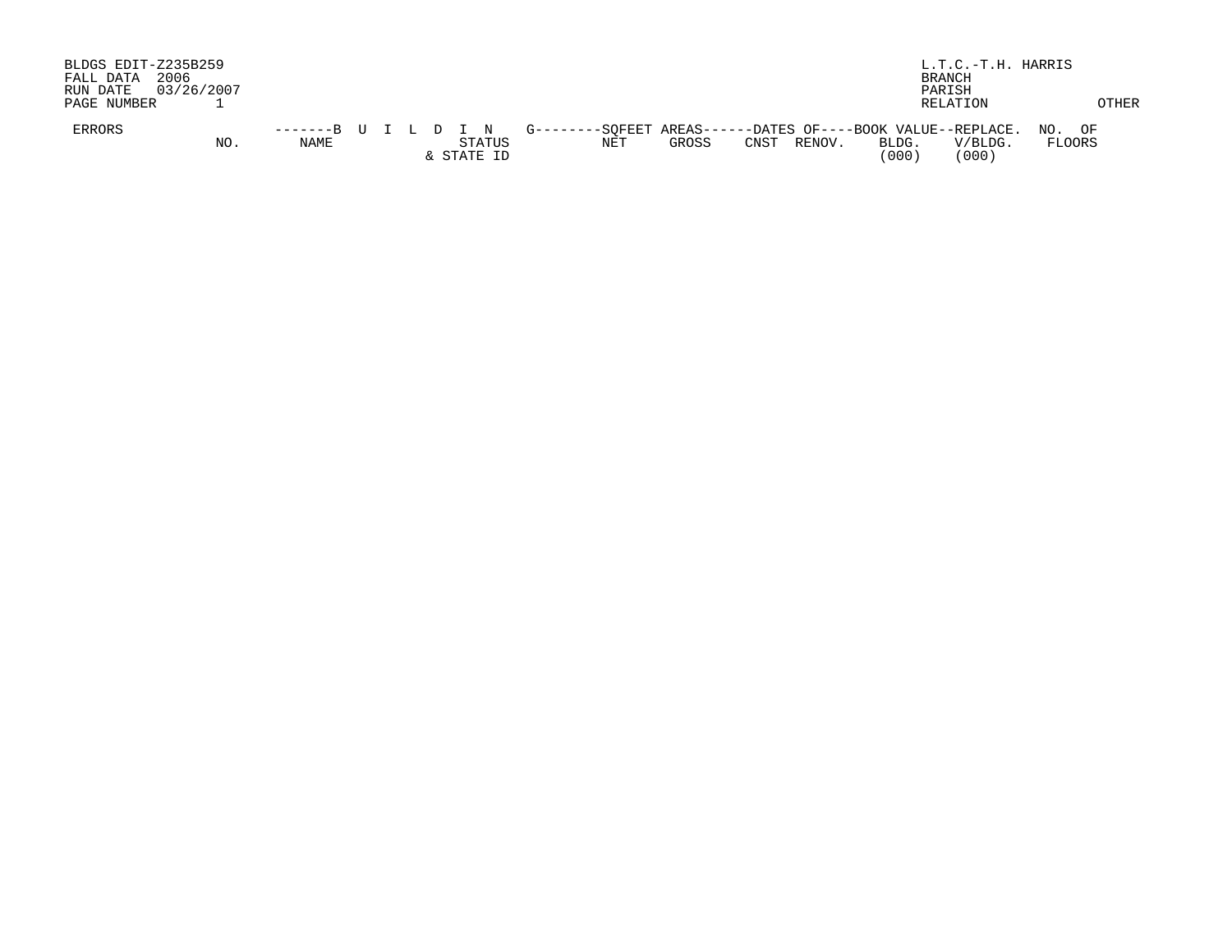BLDGS EDIT-Z235B259
FALL DATA 2006
RUN DATE 03/26/2007
PAGE NUMBER 1

L.T.C.-T.H. HARRIS
BRANCH
PARISH
RELATION OTHER

| ERRORS | -------B U I L D I N G-------- | | | SQFEET AREAS------ | | DATES OF---- | | BOOK VALUE-- | REPLACE. | NO. OF |
|---|---|---|---|---|---|---|---|---|---|---|
| | NO. | NAME | STATUS & STATE ID | NET | GROSS | CNST | RENOV. | BLDG. (000) | V/BLDG. (000) | FLOORS |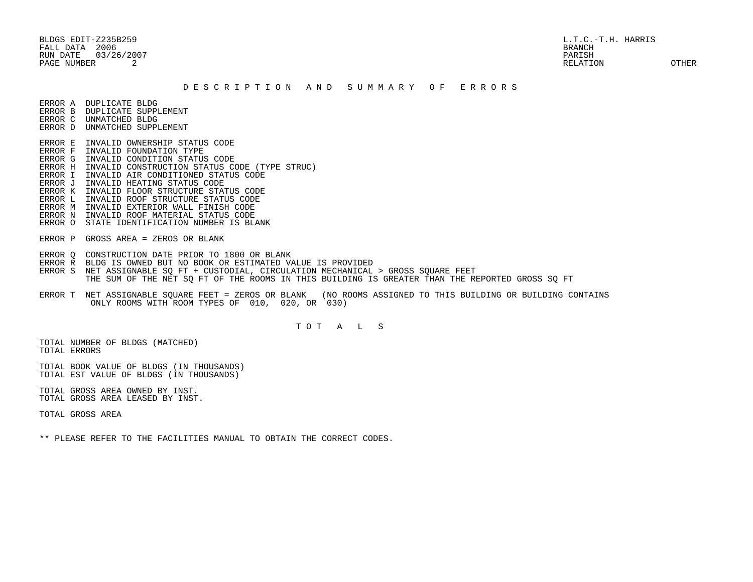BLDGS EDIT-Z235B259
FALL DATA 2006
RUN DATE 03/26/2007
PAGE NUMBER 2

L.T.C.-T.H. HARRIS
BRANCH
PARISH
RELATION OTHER

## D E S C R I P T I O N A N D S U M M A R Y O F E R R O R S

ERROR A DUPLICATE BLDG
ERROR B DUPLICATE SUPPLEMENT
ERROR C UNMATCHED BLDG
ERROR D UNMATCHED SUPPLEMENT

ERROR E INVALID OWNERSHIP STATUS CODE
ERROR F INVALID FOUNDATION TYPE
ERROR G INVALID CONDITION STATUS CODE
ERROR H INVALID CONSTRUCTION STATUS CODE (TYPE STRUC)
ERROR I INVALID AIR CONDITIONED STATUS CODE
ERROR J INVALID HEATING STATUS CODE
ERROR K INVALID FLOOR STRUCTURE STATUS CODE
ERROR L INVALID ROOF STRUCTURE STATUS CODE
ERROR M INVALID EXTERIOR WALL FINISH CODE
ERROR N INVALID ROOF MATERIAL STATUS CODE
ERROR O STATE IDENTIFICATION NUMBER IS BLANK

ERROR P GROSS AREA = ZEROS OR BLANK

ERROR Q CONSTRUCTION DATE PRIOR TO 1800 OR BLANK
ERROR R BLDG IS OWNED BUT NO BOOK OR ESTIMATED VALUE IS PROVIDED
ERROR S NET ASSIGNABLE SQ FT + CUSTODIAL, CIRCULATION MECHANICAL > GROSS SQUARE FEET
THE SUM OF THE NET SQ FT OF THE ROOMS IN THIS BUILDING IS GREATER THAN THE REPORTED GROSS SQ FT

ERROR T NET ASSIGNABLE SQUARE FEET = ZEROS OR BLANK (NO ROOMS ASSIGNED TO THIS BUILDING OR BUILDING CONTAINS ONLY ROOMS WITH ROOM TYPES OF 010, 020, OR 030)

## T O T A L S

TOTAL NUMBER OF BLDGS (MATCHED)
TOTAL ERRORS

TOTAL BOOK VALUE OF BLDGS (IN THOUSANDS)
TOTAL EST VALUE OF BLDGS (IN THOUSANDS)

TOTAL GROSS AREA OWNED BY INST.
TOTAL GROSS AREA LEASED BY INST.

TOTAL GROSS AREA

** PLEASE REFER TO THE FACILITIES MANUAL TO OBTAIN THE CORRECT CODES.